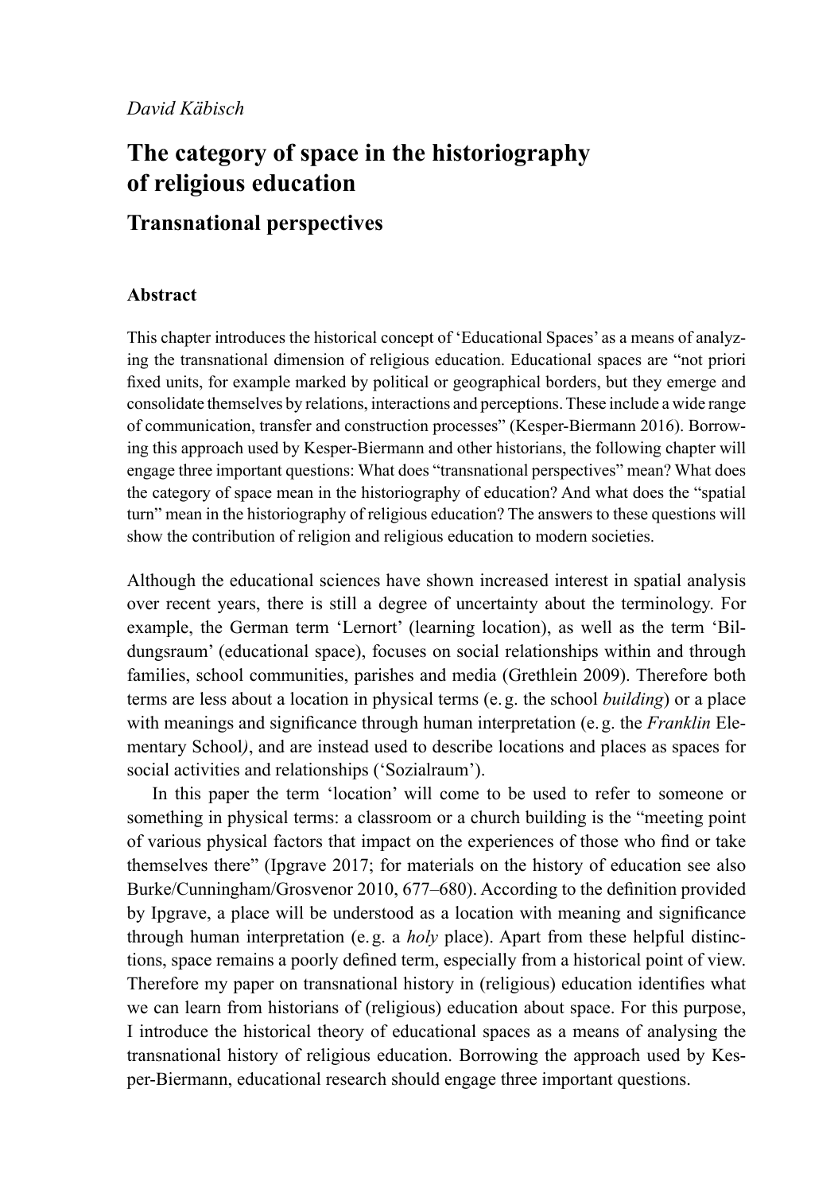*David Käbisch*

# The category of space in the historiography of religious education

## Transnational perspectives

### Abstract

This chapter introduces the historical concept of 'Educational Spaces' as a means of analyzing the transnational dimension of religious education. Educational spaces are "not priori fixed units, for example marked by political or geographical borders, but they emerge and consolidate themselves by relations, interactions and perceptions. These include a wide range of communication, transfer and construction processes" (Kesper-Biermann 2016). Borrowing this approach used by Kesper-Biermann and other historians, the following chapter will engage three important questions: What does "transnational perspectives" mean? What does the category of space mean in the historiography of education? And what does the "spatial turn" mean in the historiography of religious education? The answers to these questions will show the contribution of religion and religious education to modern societies.

Although the educational sciences have shown increased interest in spatial analysis over recent years, there is still a degree of uncertainty about the terminology. For example, the German term 'Lernort' (learning location), as well as the term 'Bildungsraum' (educational space), focuses on social relationships within and through families, school communities, parishes and media (Grethlein 2009). Therefore both terms are less about a location in physical terms (e.g. the school *building*) or a place with meanings and significance through human interpretation (e.g. the *Franklin* Elementary School*)*, and are instead used to describe locations and places as spaces for social activities and relationships ('Sozialraum').

In this paper the term 'location' will come to be used to refer to someone or something in physical terms: a classroom or a church building is the "meeting point of various physical factors that impact on the experiences of those who find or take themselves there" (Ipgrave 2017; for materials on the history of education see also Burke/Cunningham/Grosvenor 2010, 677–680). According to the definition provided by Ipgrave, a place will be understood as a location with meaning and significance through human interpretation (e.g. a *holy* place). Apart from these helpful distinctions, space remains a poorly defined term, especially from a historical point of view. Therefore my paper on transnational history in (religious) education identifies what we can learn from historians of (religious) education about space. For this purpose, I introduce the historical theory of educational spaces as a means of analysing the transnational history of religious education. Borrowing the approach used by Kesper-Biermann, educational research should engage three important questions.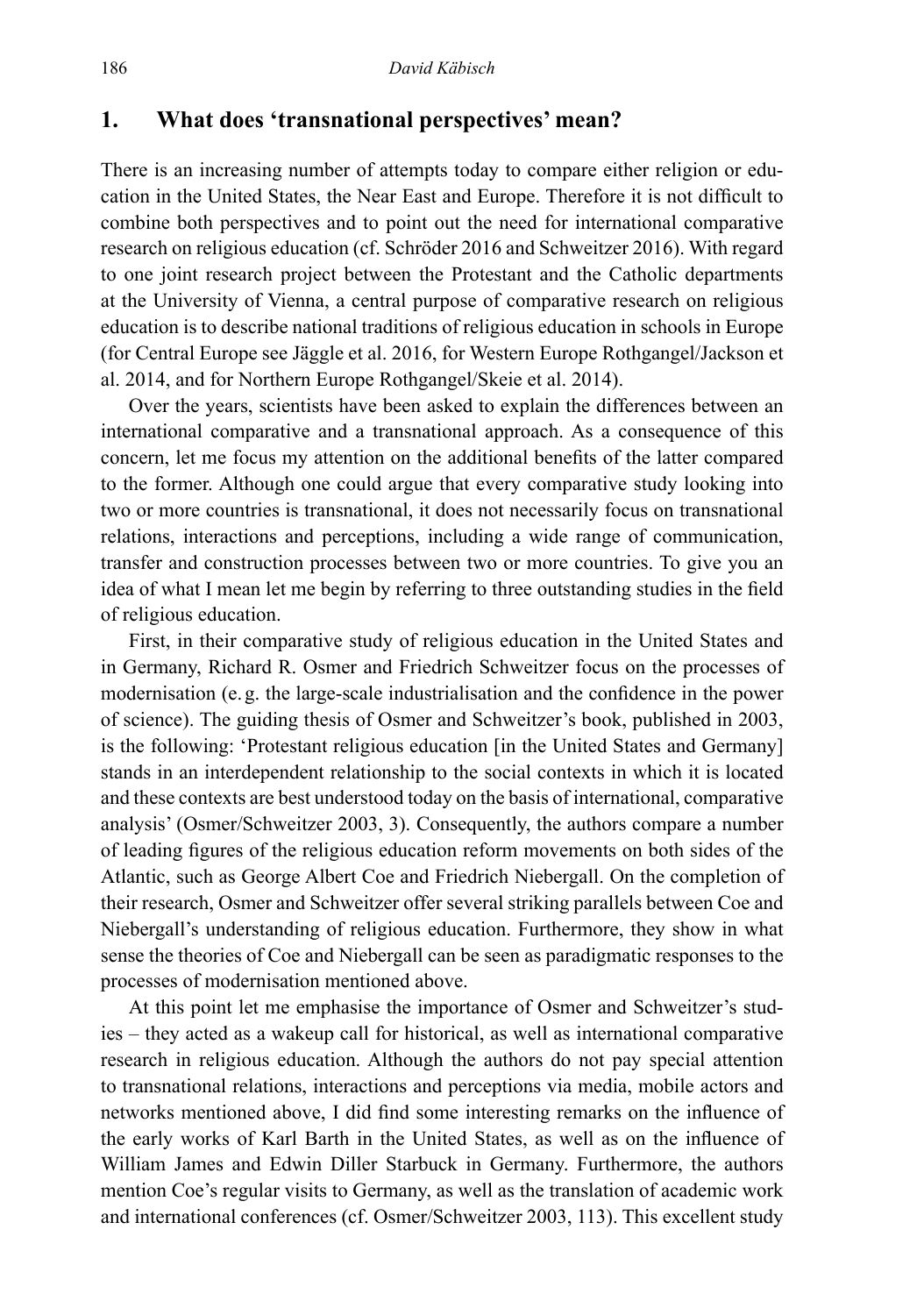## 1. What does 'transnational perspectives' mean?

There is an increasing number of attempts today to compare either religion or education in the United States, the Near East and Europe. Therefore it is not difficult to combine both perspectives and to point out the need for international comparative research on religious education (cf. Schröder 2016 and Schweitzer 2016). With regard to one joint research project between the Protestant and the Catholic departments at the University of Vienna, a central purpose of comparative research on religious education is to describe national traditions of religious education in schools in Europe (for Central Europe see Jäggle et al. 2016, for Western Europe Rothgangel/Jackson et al. 2014, and for Northern Europe Rothgangel/Skeie et al. 2014).

Over the years, scientists have been asked to explain the differences between an international comparative and a transnational approach. As a consequence of this concern, let me focus my attention on the additional benefits of the latter compared to the former. Although one could argue that every comparative study looking into two or more countries is transnational, it does not necessarily focus on transnational relations, interactions and perceptions, including a wide range of communication, transfer and construction processes between two or more countries. To give you an idea of what I mean let me begin by referring to three outstanding studies in the field of religious education.

First, in their comparative study of religious education in the United States and in Germany, Richard R. Osmer and Friedrich Schweitzer focus on the processes of modernisation (e. g. the large-scale industrialisation and the confidence in the power of science). The guiding thesis of Osmer and Schweitzer's book, published in 2003, is the following: 'Protestant religious education [in the United States and Germany] stands in an interdependent relationship to the social contexts in which it is located and these contexts are best understood today on the basis of international, comparative analysis' (Osmer/Schweitzer 2003, 3). Consequently, the authors compare a number of leading figures of the religious education reform movements on both sides of the Atlantic, such as George Albert Coe and Friedrich Niebergall. On the completion of their research, Osmer and Schweitzer offer several striking parallels between Coe and Niebergall's understanding of religious education. Furthermore, they show in what sense the theories of Coe and Niebergall can be seen as paradigmatic responses to the processes of modernisation mentioned above.

At this point let me emphasise the importance of Osmer and Schweitzer's studies – they acted as a wakeup call for historical, as well as international comparative research in religious education. Although the authors do not pay special attention to transnational relations, interactions and perceptions via media, mobile actors and networks mentioned above, I did find some interesting remarks on the influence of the early works of Karl Barth in the United States, as well as on the influence of William James and Edwin Diller Starbuck in Germany. Furthermore, the authors mention Coe's regular visits to Germany, as well as the translation of academic work and international conferences (cf. Osmer/Schweitzer 2003, 113). This excellent study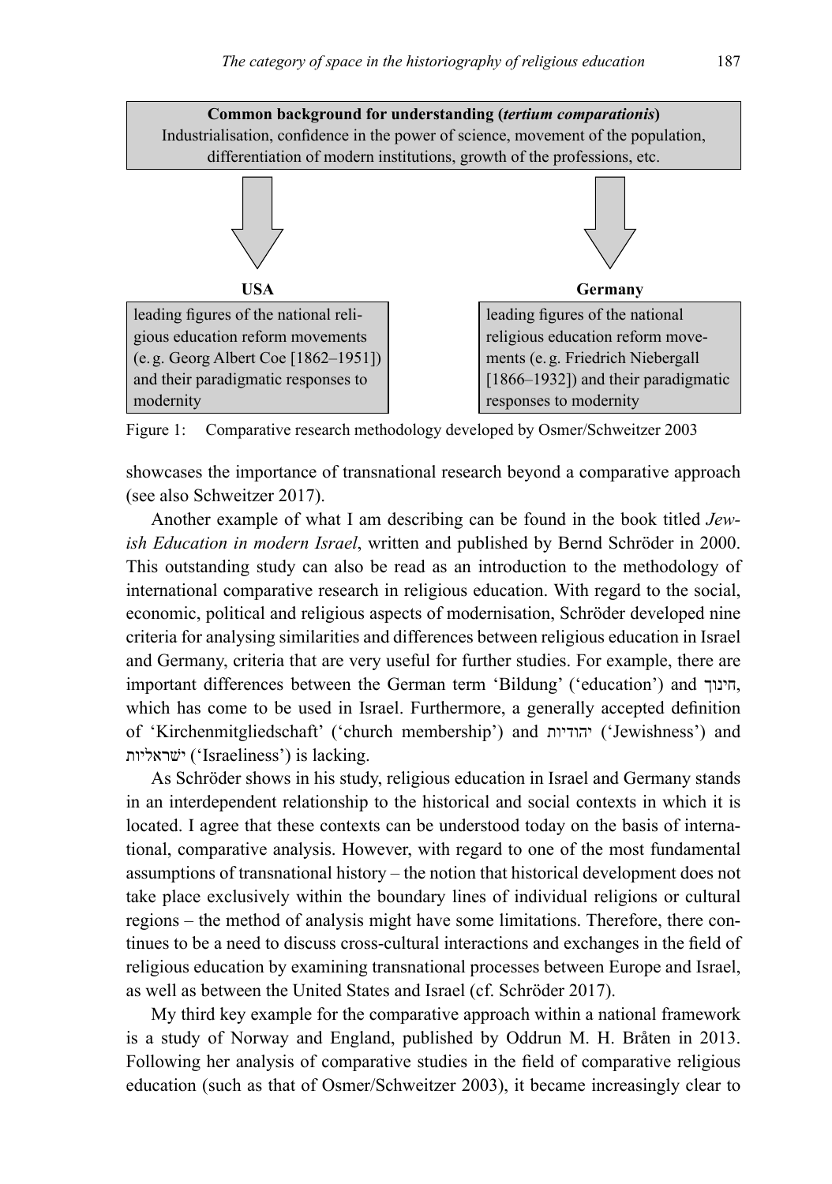**Common background for understanding (*tertium comparationis*)**
Industrialisation, confidence in the power of science, movement of the population, differentiation of modern institutions, growth of the professions, etc.

| **USA** | **Germany** |
| --- | --- |
| leading figures of the national religious education reform movements (e. g. Georg Albert Coe [1862–1951]) and their paradigmatic responses to modernity | leading figures of the national religious education reform movements (e. g. Friedrich Niebergall [1866–1932]) and their paradigmatic responses to modernity |

Figure 1: Comparative research methodology developed by Osmer/Schweitzer 2003

showcases the importance of transnational research beyond a comparative approach (see also Schweitzer 2017).

Another example of what I am describing can be found in the book titled *Jewish Education in modern Israel*, written and published by Bernd Schröder in 2000. This outstanding study can also be read as an introduction to the methodology of international comparative research in religious education. With regard to the social, economic, political and religious aspects of modernisation, Schröder developed nine criteria for analysing similarities and differences between religious education in Israel and Germany, criteria that are very useful for further studies. For example, there are important differences between the German term 'Bildung' ('education') and חינוך, which has come to be used in Israel. Furthermore, a generally accepted definition of 'Kirchenmitgliedschaft' ('church membership') and יהודיות ('Jewishness') and ישראליות ('Israeliness') is lacking.

As Schröder shows in his study, religious education in Israel and Germany stands in an interdependent relationship to the historical and social contexts in which it is located. I agree that these contexts can be understood today on the basis of international, comparative analysis. However, with regard to one of the most fundamental assumptions of transnational history – the notion that historical development does not take place exclusively within the boundary lines of individual religions or cultural regions – the method of analysis might have some limitations. Therefore, there continues to be a need to discuss cross-cultural interactions and exchanges in the field of religious education by examining transnational processes between Europe and Israel, as well as between the United States and Israel (cf. Schröder 2017).

My third key example for the comparative approach within a national framework is a study of Norway and England, published by Oddrun M. H. Bråten in 2013. Following her analysis of comparative studies in the field of comparative religious education (such as that of Osmer/Schweitzer 2003), it became increasingly clear to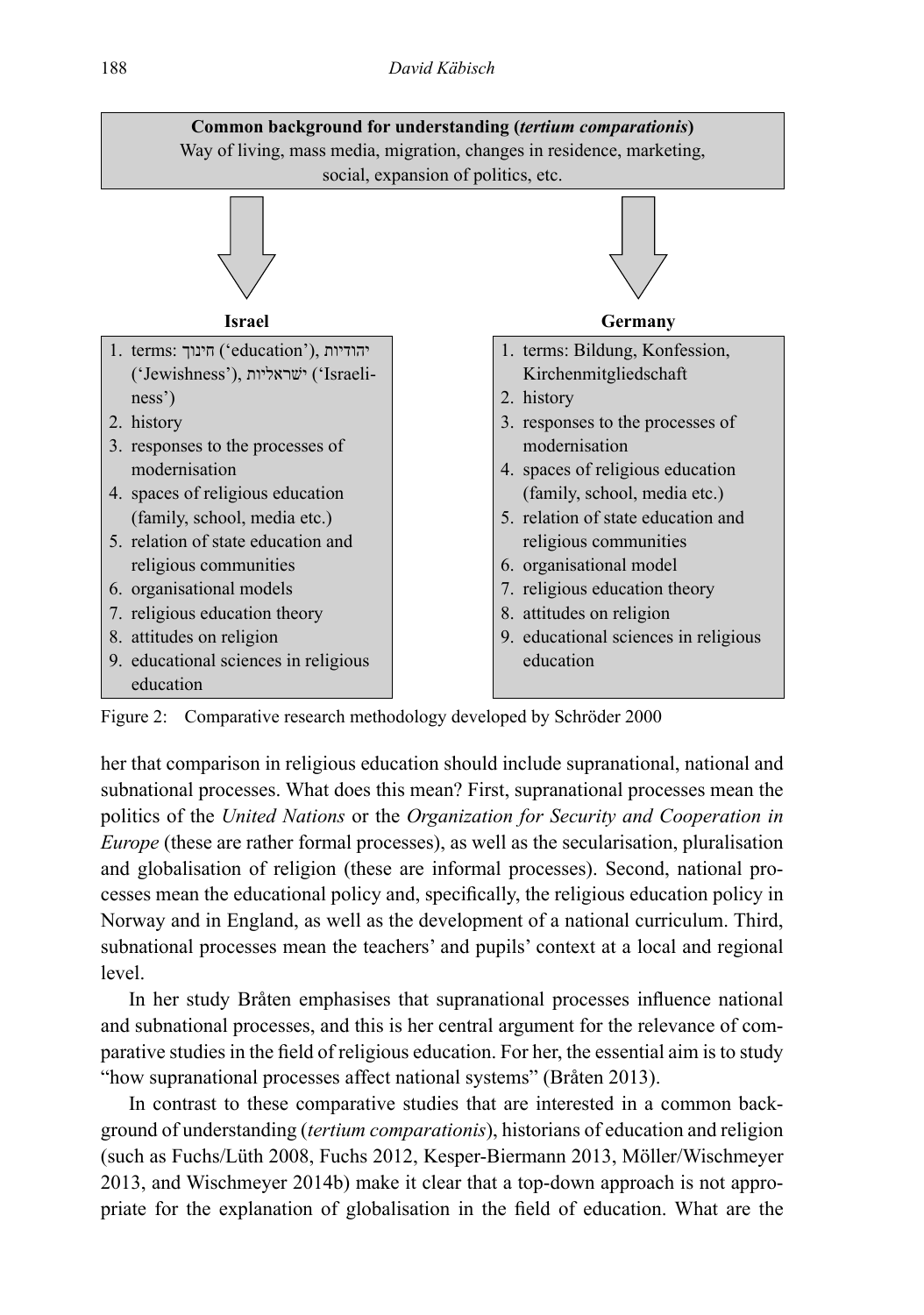**Common background for understanding (*tertium comparationis*)**
Way of living, mass media, migration, changes in residence, marketing, social, expansion of politics, etc.

| **Israel** | **Germany** |
|---|---|
| 1. terms: חינוך ('education'), יהודיות ('Jewishness'), ישראליות ('Israeliness') | 1. terms: Bildung, Konfession, Kirchenmitgliedschaft |
| 2. history | 2. history |
| 3. responses to the processes of modernisation | 3. responses to the processes of modernisation |
| 4. spaces of religious education (family, school, media etc.) | 4. spaces of religious education (family, school, media etc.) |
| 5. relation of state education and religious communities | 5. relation of state education and religious communities |
| 6. organisational models | 6. organisational model |
| 7. religious education theory | 7. religious education theory |
| 8. attitudes on religion | 8. attitudes on religion |
| 9. educational sciences in religious education | 9. educational sciences in religious education |

Figure 2: Comparative research methodology developed by Schröder 2000

her that comparison in religious education should include supranational, national and subnational processes. What does this mean? First, supranational processes mean the politics of the *United Nations* or the *Organization for Security and Cooperation in Europe* (these are rather formal processes), as well as the secularisation, pluralisation and globalisation of religion (these are informal processes). Second, national processes mean the educational policy and, specifically, the religious education policy in Norway and in England, as well as the development of a national curriculum. Third, subnational processes mean the teachers' and pupils' context at a local and regional level.

In her study Bråten emphasises that supranational processes influence national and subnational processes, and this is her central argument for the relevance of comparative studies in the field of religious education. For her, the essential aim is to study "how supranational processes affect national systems" (Bråten 2013).

In contrast to these comparative studies that are interested in a common background of understanding (*tertium comparationis*), historians of education and religion (such as Fuchs/Lüth 2008, Fuchs 2012, Kesper-Biermann 2013, Möller/Wischmeyer 2013, and Wischmeyer 2014b) make it clear that a top-down approach is not appropriate for the explanation of globalisation in the field of education. What are the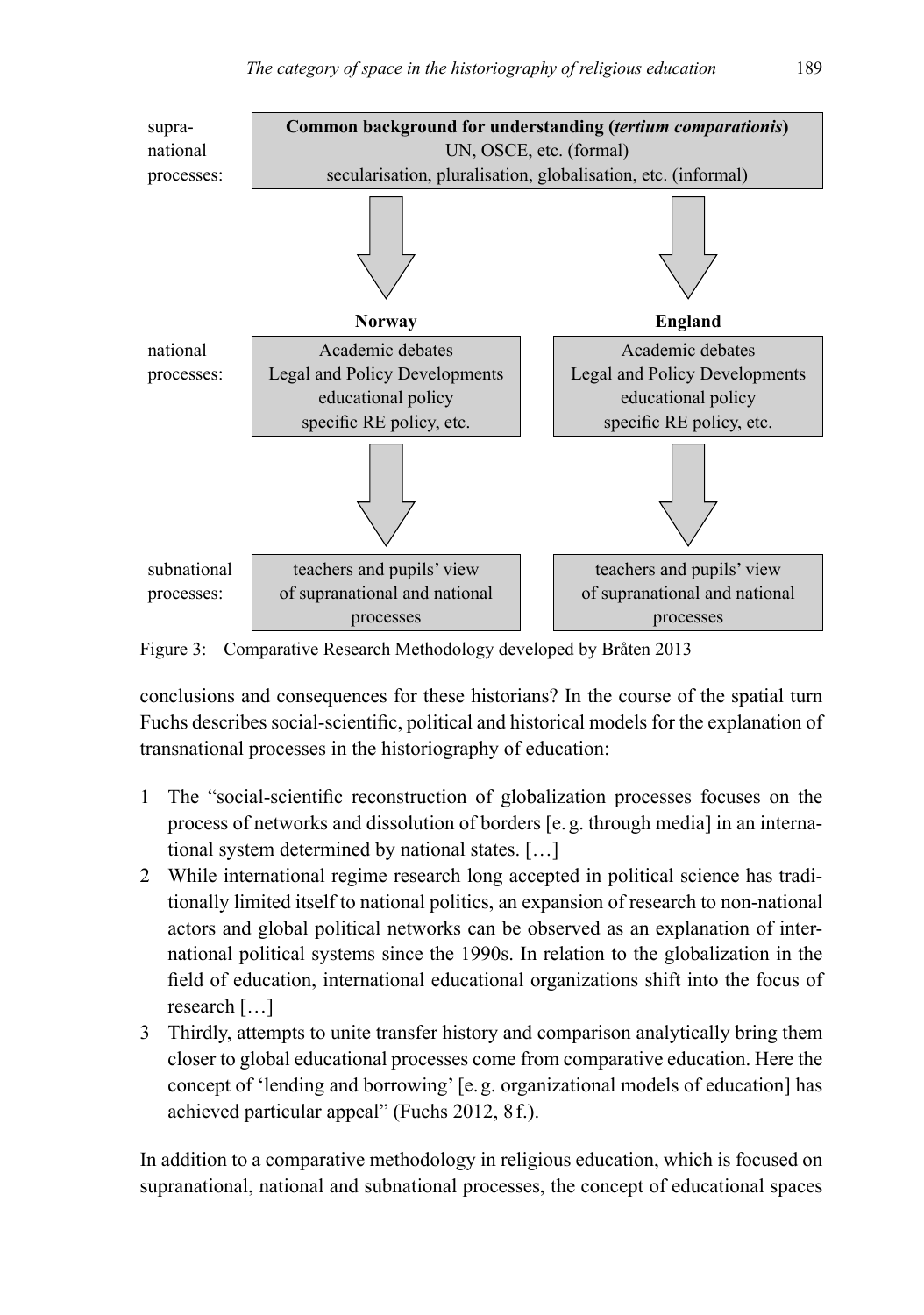| | | |
|---|---|---|
| supra-national processes: | **Common background for understanding (*tertium comparationis*)**<br>UN, OSCE, etc. (formal)<br>secularisation, pluralisation, globalisation, etc. (informal) | |
| | **Norway** | **England** |
| national processes: | Academic debates<br>Legal and Policy Developments<br>educational policy<br>specific RE policy, etc. | Academic debates<br>Legal and Policy Developments<br>educational policy<br>specific RE policy, etc. |
| subnational processes: | teachers and pupils' view of supranational and national processes | teachers and pupils' view of supranational and national processes |

Figure 3: Comparative Research Methodology developed by Bråten 2013

conclusions and consequences for these historians? In the course of the spatial turn Fuchs describes social-scientific, political and historical models for the explanation of transnational processes in the historiography of education:

1. The "social-scientific reconstruction of globalization processes focuses on the process of networks and dissolution of borders [e. g. through media] in an international system determined by national states. […]
2. While international regime research long accepted in political science has traditionally limited itself to national politics, an expansion of research to non-national actors and global political networks can be observed as an explanation of international political systems since the 1990s. In relation to the globalization in the field of education, international educational organizations shift into the focus of research […]
3. Thirdly, attempts to unite transfer history and comparison analytically bring them closer to global educational processes come from comparative education. Here the concept of 'lending and borrowing' [e. g. organizational models of education] has achieved particular appeal" (Fuchs 2012, 8 f.).

In addition to a comparative methodology in religious education, which is focused on supranational, national and subnational processes, the concept of educational spaces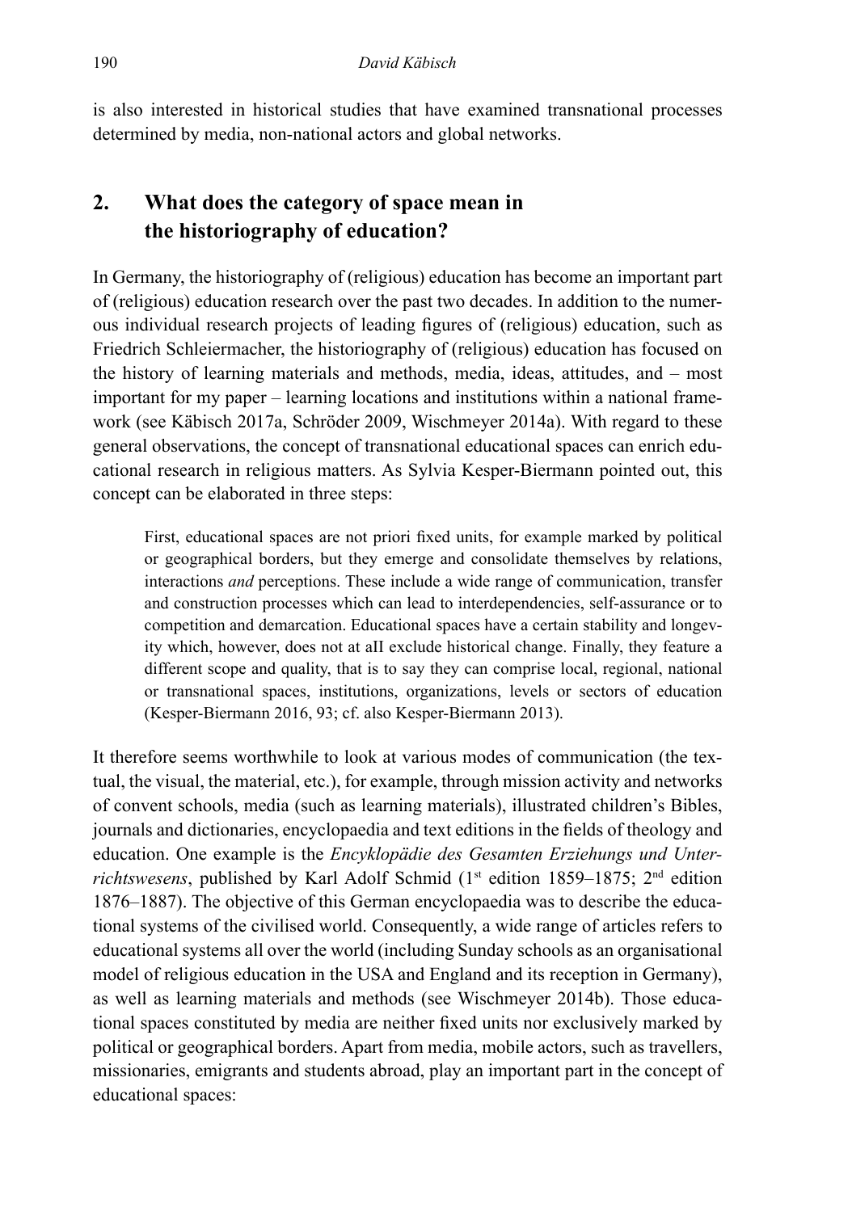is also interested in historical studies that have examined transnational processes determined by media, non-national actors and global networks.

## 2. What does the category of space mean in the historiography of education?

In Germany, the historiography of (religious) education has become an important part of (religious) education research over the past two decades. In addition to the numerous individual research projects of leading figures of (religious) education, such as Friedrich Schleiermacher, the historiography of (religious) education has focused on the history of learning materials and methods, media, ideas, attitudes, and – most important for my paper – learning locations and institutions within a national framework (see Käbisch 2017a, Schröder 2009, Wischmeyer 2014a). With regard to these general observations, the concept of transnational educational spaces can enrich educational research in religious matters. As Sylvia Kesper-Biermann pointed out, this concept can be elaborated in three steps:

> First, educational spaces are not priori fixed units, for example marked by political or geographical borders, but they emerge and consolidate themselves by relations, interactions *and* perceptions. These include a wide range of communication, transfer and construction processes which can lead to interdependencies, self-assurance or to competition and demarcation. Educational spaces have a certain stability and longevity which, however, does not at aII exclude historical change. Finally, they feature a different scope and quality, that is to say they can comprise local, regional, national or transnational spaces, institutions, organizations, levels or sectors of education (Kesper-Biermann 2016, 93; cf. also Kesper-Biermann 2013).

It therefore seems worthwhile to look at various modes of communication (the textual, the visual, the material, etc.), for example, through mission activity and networks of convent schools, media (such as learning materials), illustrated children's Bibles, journals and dictionaries, encyclopaedia and text editions in the fields of theology and education. One example is the *Encyklopädie des Gesamten Erziehungs und Unterrichtswesens*, published by Karl Adolf Schmid (1st edition 1859–1875; 2nd edition 1876–1887). The objective of this German encyclopaedia was to describe the educational systems of the civilised world. Consequently, a wide range of articles refers to educational systems all over the world (including Sunday schools as an organisational model of religious education in the USA and England and its reception in Germany), as well as learning materials and methods (see Wischmeyer 2014b). Those educational spaces constituted by media are neither fixed units nor exclusively marked by political or geographical borders. Apart from media, mobile actors, such as travellers, missionaries, emigrants and students abroad, play an important part in the concept of educational spaces: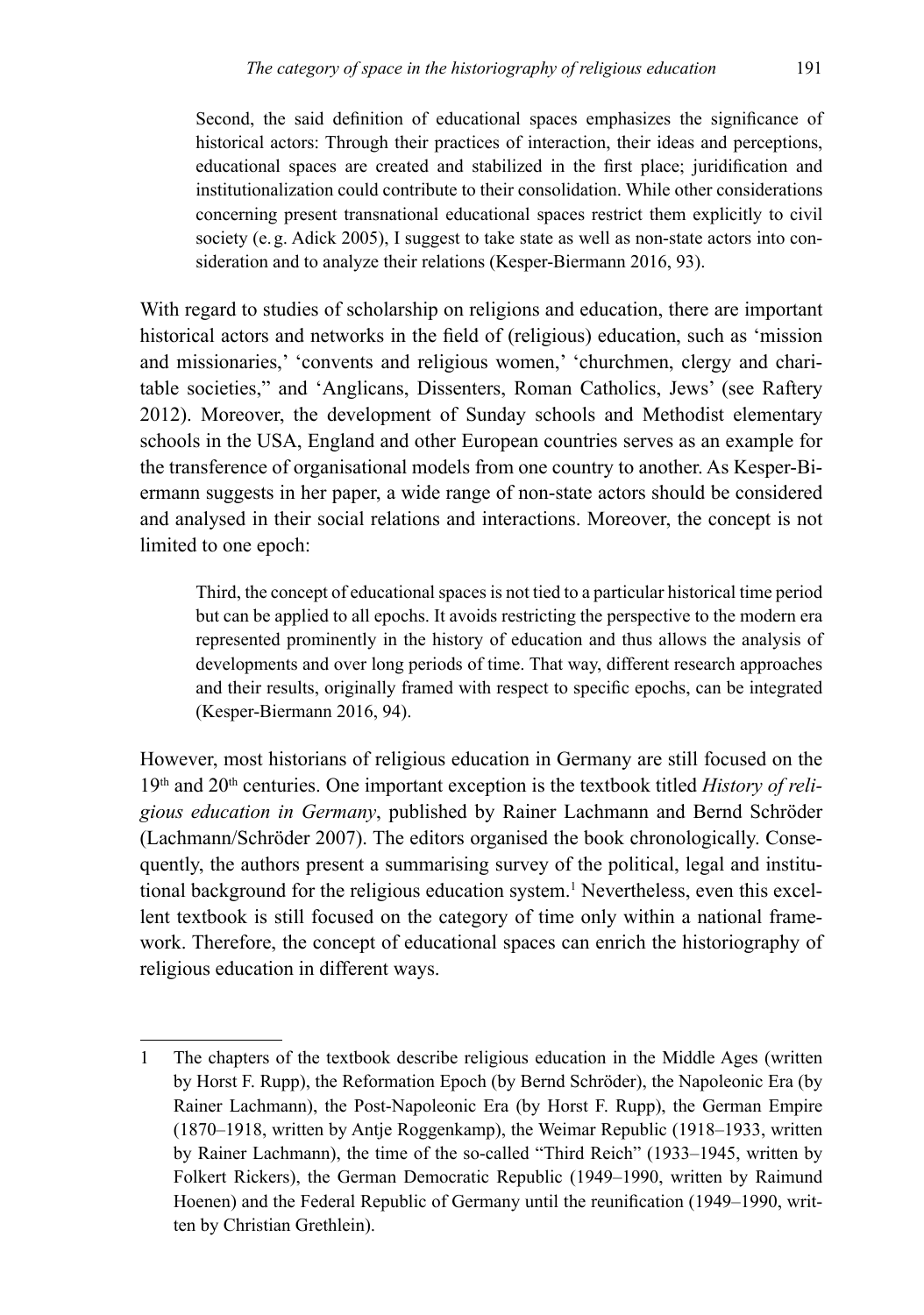> Second, the said definition of educational spaces emphasizes the significance of historical actors: Through their practices of interaction, their ideas and perceptions, educational spaces are created and stabilized in the first place; juridification and institutionalization could contribute to their consolidation. While other considerations concerning present transnational educational spaces restrict them explicitly to civil society (e. g. Adick 2005), I suggest to take state as well as non-state actors into consideration and to analyze their relations (Kesper-Biermann 2016, 93).

With regard to studies of scholarship on religions and education, there are important historical actors and networks in the field of (religious) education, such as 'mission and missionaries,' 'convents and religious women,' 'churchmen, clergy and charitable societies," and 'Anglicans, Dissenters, Roman Catholics, Jews' (see Raftery 2012). Moreover, the development of Sunday schools and Methodist elementary schools in the USA, England and other European countries serves as an example for the transference of organisational models from one country to another. As Kesper-Biermann suggests in her paper, a wide range of non-state actors should be considered and analysed in their social relations and interactions. Moreover, the concept is not limited to one epoch:

> Third, the concept of educational spaces is not tied to a particular historical time period but can be applied to all epochs. It avoids restricting the perspective to the modern era represented prominently in the history of education and thus allows the analysis of developments and over long periods of time. That way, different research approaches and their results, originally framed with respect to specific epochs, can be integrated (Kesper-Biermann 2016, 94).

However, most historians of religious education in Germany are still focused on the 19th and 20th centuries. One important exception is the textbook titled *History of religious education in Germany*, published by Rainer Lachmann and Bernd Schröder (Lachmann/Schröder 2007). The editors organised the book chronologically. Consequently, the authors present a summarising survey of the political, legal and institutional background for the religious education system.[1] Nevertheless, even this excellent textbook is still focused on the category of time only within a national framework. Therefore, the concept of educational spaces can enrich the historiography of religious education in different ways.

---

1 The chapters of the textbook describe religious education in the Middle Ages (written by Horst F. Rupp), the Reformation Epoch (by Bernd Schröder), the Napoleonic Era (by Rainer Lachmann), the Post-Napoleonic Era (by Horst F. Rupp), the German Empire (1870–1918, written by Antje Roggenkamp), the Weimar Republic (1918–1933, written by Rainer Lachmann), the time of the so-called "Third Reich" (1933–1945, written by Folkert Rickers), the German Democratic Republic (1949–1990, written by Raimund Hoenen) and the Federal Republic of Germany until the reunification (1949–1990, written by Christian Grethlein).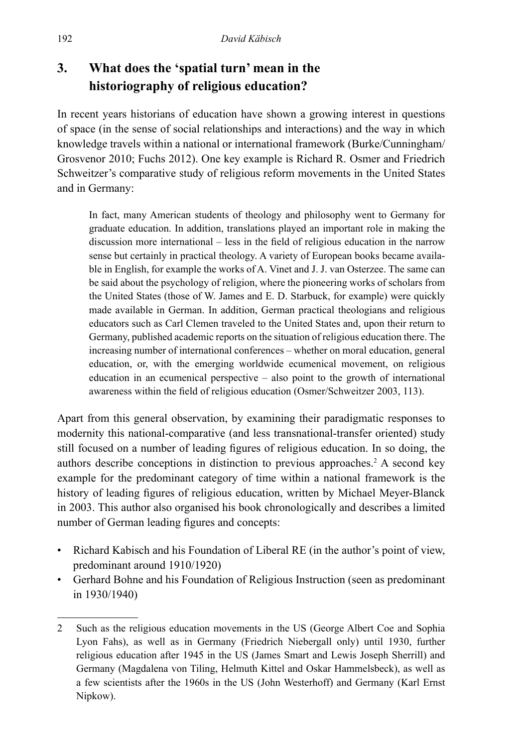## 3. What does the 'spatial turn' mean in the historiography of religious education?

In recent years historians of education have shown a growing interest in questions of space (in the sense of social relationships and interactions) and the way in which knowledge travels within a national or international framework (Burke/Cunningham/Grosvenor 2010; Fuchs 2012). One key example is Richard R. Osmer and Friedrich Schweitzer's comparative study of religious reform movements in the United States and in Germany:

> In fact, many American students of theology and philosophy went to Germany for graduate education. In addition, translations played an important role in making the discussion more international – less in the field of religious education in the narrow sense but certainly in practical theology. A variety of European books became available in English, for example the works of A. Vinet and J. J. van Osterzee. The same can be said about the psychology of religion, where the pioneering works of scholars from the United States (those of W. James and E. D. Starbuck, for example) were quickly made available in German. In addition, German practical theologians and religious educators such as Carl Clemen traveled to the United States and, upon their return to Germany, published academic reports on the situation of religious education there. The increasing number of international conferences – whether on moral education, general education, or, with the emerging worldwide ecumenical movement, on religious education in an ecumenical perspective – also point to the growth of international awareness within the field of religious education (Osmer/Schweitzer 2003, 113).

Apart from this general observation, by examining their paradigmatic responses to modernity this national-comparative (and less transnational-transfer oriented) study still focused on a number of leading figures of religious education. In so doing, the authors describe conceptions in distinction to previous approaches.[2] A second key example for the predominant category of time within a national framework is the history of leading figures of religious education, written by Michael Meyer-Blanck in 2003. This author also organised his book chronologically and describes a limited number of German leading figures and concepts:

- Richard Kabisch and his Foundation of Liberal RE (in the author's point of view, predominant around 1910/1920)
- Gerhard Bohne and his Foundation of Religious Instruction (seen as predominant in 1930/1940)

---

2 Such as the religious education movements in the US (George Albert Coe and Sophia Lyon Fahs), as well as in Germany (Friedrich Niebergall only) until 1930, further religious education after 1945 in the US (James Smart and Lewis Joseph Sherrill) and Germany (Magdalena von Tiling, Helmuth Kittel and Oskar Hammelsbeck), as well as a few scientists after the 1960s in the US (John Westerhoff) and Germany (Karl Ernst Nipkow).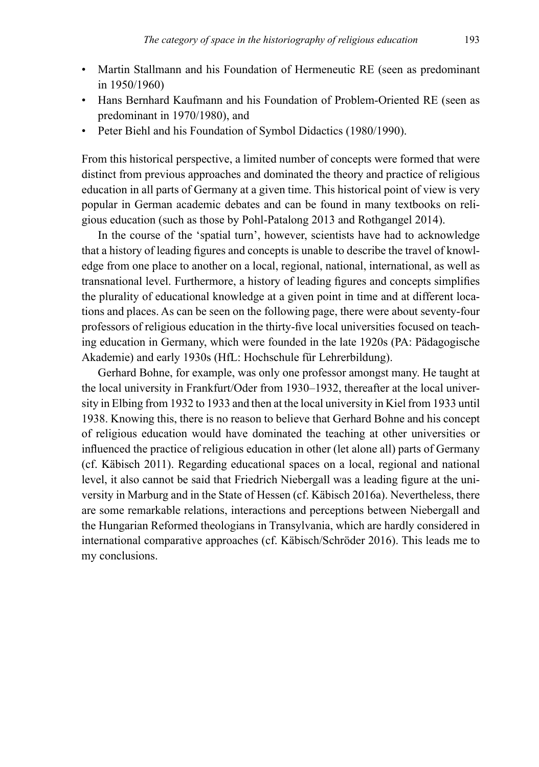- Martin Stallmann and his Foundation of Hermeneutic RE (seen as predominant in 1950/1960)
- Hans Bernhard Kaufmann and his Foundation of Problem-Oriented RE (seen as predominant in 1970/1980), and
- Peter Biehl and his Foundation of Symbol Didactics (1980/1990).

From this historical perspective, a limited number of concepts were formed that were distinct from previous approaches and dominated the theory and practice of religious education in all parts of Germany at a given time. This historical point of view is very popular in German academic debates and can be found in many textbooks on religious education (such as those by Pohl-Patalong 2013 and Rothgangel 2014).

In the course of the 'spatial turn', however, scientists have had to acknowledge that a history of leading figures and concepts is unable to describe the travel of knowledge from one place to another on a local, regional, national, international, as well as transnational level. Furthermore, a history of leading figures and concepts simplifies the plurality of educational knowledge at a given point in time and at different locations and places. As can be seen on the following page, there were about seventy-four professors of religious education in the thirty-five local universities focused on teaching education in Germany, which were founded in the late 1920s (PA: Pädagogische Akademie) and early 1930s (HfL: Hochschule für Lehrerbildung).

Gerhard Bohne, for example, was only one professor amongst many. He taught at the local university in Frankfurt/Oder from 1930–1932, thereafter at the local university in Elbing from 1932 to 1933 and then at the local university in Kiel from 1933 until 1938. Knowing this, there is no reason to believe that Gerhard Bohne and his concept of religious education would have dominated the teaching at other universities or influenced the practice of religious education in other (let alone all) parts of Germany (cf. Käbisch 2011). Regarding educational spaces on a local, regional and national level, it also cannot be said that Friedrich Niebergall was a leading figure at the university in Marburg and in the State of Hessen (cf. Käbisch 2016a). Nevertheless, there are some remarkable relations, interactions and perceptions between Niebergall and the Hungarian Reformed theologians in Transylvania, which are hardly considered in international comparative approaches (cf. Käbisch/Schröder 2016). This leads me to my conclusions.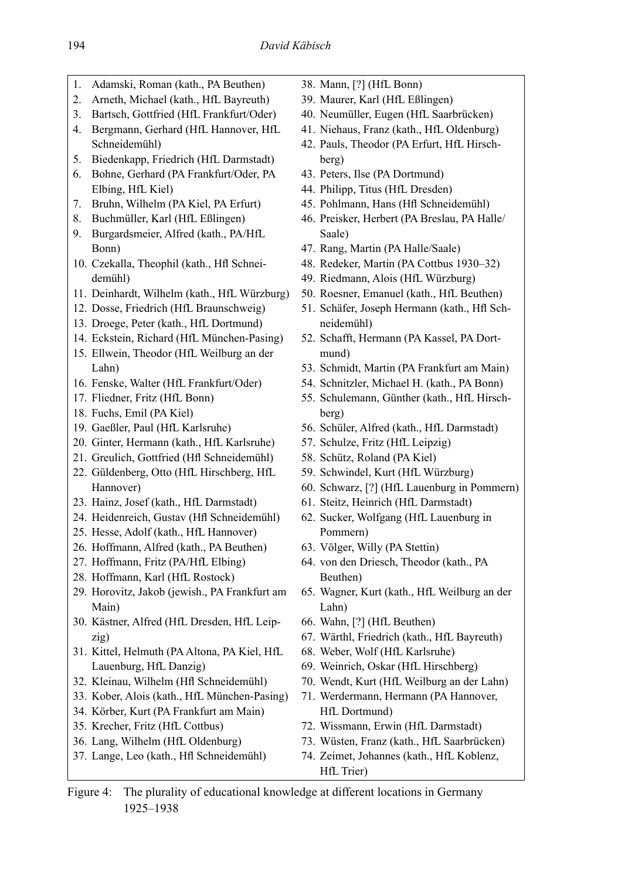1. Adamski, Roman (kath., PA Beuthen)
2. Arneth, Michael (kath., HfL Bayreuth)
3. Bartsch, Gottfried (HfL Frankfurt/Oder)
4. Bergmann, Gerhard (HfL Hannover, HfL Schneidemühl)
5. Biedenkapp, Friedrich (HfL Darmstadt)
6. Bohne, Gerhard (PA Frankfurt/Oder, PA Elbing, HfL Kiel)
7. Bruhn, Wilhelm (PA Kiel, PA Erfurt)
8. Buchmüller, Karl (HfL Eßlingen)
9. Burgardsmeier, Alfred (kath., PA/HfL Bonn)
10. Czekalla, Theophil (kath., Hfl Schneidemühl)
11. Deinhardt, Wilhelm (kath., HfL Würzburg)
12. Dosse, Friedrich (HfL Braunschweig)
13. Droege, Peter (kath., HfL Dortmund)
14. Eckstein, Richard (HfL München-Pasing)
15. Ellwein, Theodor (HfL Weilburg an der Lahn)
16. Fenske, Walter (HfL Frankfurt/Oder)
17. Fliedner, Fritz (HfL Bonn)
18. Fuchs, Emil (PA Kiel)
19. Gaeßler, Paul (HfL Karlsruhe)
20. Ginter, Hermann (kath., HfL Karlsruhe)
21. Greulich, Gottfried (Hfl Schneidemühl)
22. Güldenberg, Otto (HfL Hirschberg, HfL Hannover)
23. Hainz, Josef (kath., HfL Darmstadt)
24. Heidenreich, Gustav (Hfl Schneidemühl)
25. Hesse, Adolf (kath., HfL Hannover)
26. Hoffmann, Alfred (kath., PA Beuthen)
27. Hoffmann, Fritz (PA/HfL Elbing)
28. Hoffmann, Karl (HfL Rostock)
29. Horovitz, Jakob (jewish., PA Frankfurt am Main)
30. Kästner, Alfred (HfL Dresden, HfL Leipzig)
31. Kittel, Helmuth (PA Altona, PA Kiel, HfL Lauenburg, HfL Danzig)
32. Kleinau, Wilhelm (Hfl Schneidemühl)
33. Kober, Alois (kath., HfL München-Pasing)
34. Körber, Kurt (PA Frankfurt am Main)
35. Krecher, Fritz (HfL Cottbus)
36. Lang, Wilhelm (HfL Oldenburg)
37. Lange, Leo (kath., Hfl Schneidemühl)
38. Mann, [?] (HfL Bonn)
39. Maurer, Karl (HfL Eßlingen)
40. Neumüller, Eugen (HfL Saarbrücken)
41. Niehaus, Franz (kath., HfL Oldenburg)
42. Pauls, Theodor (PA Erfurt, HfL Hirschberg)
43. Peters, Ilse (PA Dortmund)
44. Philipp, Titus (HfL Dresden)
45. Pohlmann, Hans (Hfl Schneidemühl)
46. Preisker, Herbert (PA Breslau, PA Halle/Saale)
47. Rang, Martin (PA Halle/Saale)
48. Redeker, Martin (PA Cottbus 1930–32)
49. Riedmann, Alois (HfL Würzburg)
50. Roesner, Emanuel (kath., HfL Beuthen)
51. Schäfer, Joseph Hermann (kath., Hfl Schneidemühl)
52. Schafft, Hermann (PA Kassel, PA Dortmund)
53. Schmidt, Martin (PA Frankfurt am Main)
54. Schnitzler, Michael H. (kath., PA Bonn)
55. Schulemann, Günther (kath., HfL Hirschberg)
56. Schüler, Alfred (kath., HfL Darmstadt)
57. Schulze, Fritz (HfL Leipzig)
58. Schütz, Roland (PA Kiel)
59. Schwindel, Kurt (HfL Würzburg)
60. Schwarz, [?] (HfL Lauenburg in Pommern)
61. Steitz, Heinrich (HfL Darmstadt)
62. Sucker, Wolfgang (HfL Lauenburg in Pommern)
63. Völger, Willy (PA Stettin)
64. von den Driesch, Theodor (kath., PA Beuthen)
65. Wagner, Kurt (kath., HfL Weilburg an der Lahn)
66. Wahn, [?] (HfL Beuthen)
67. Wärthl, Friedrich (kath., HfL Bayreuth)
68. Weber, Wolf (HfL Karlsruhe)
69. Weinrich, Oskar (HfL Hirschberg)
70. Wendt, Kurt (HfL Weilburg an der Lahn)
71. Werdermann, Hermann (PA Hannover, HfL Dortmund)
72. Wissmann, Erwin (HfL Darmstadt)
73. Wüsten, Franz (kath., HfL Saarbrücken)
74. Zeimet, Johannes (kath., HfL Koblenz, HfL Trier)

Figure 4: The plurality of educational knowledge at different locations in Germany 1925–1938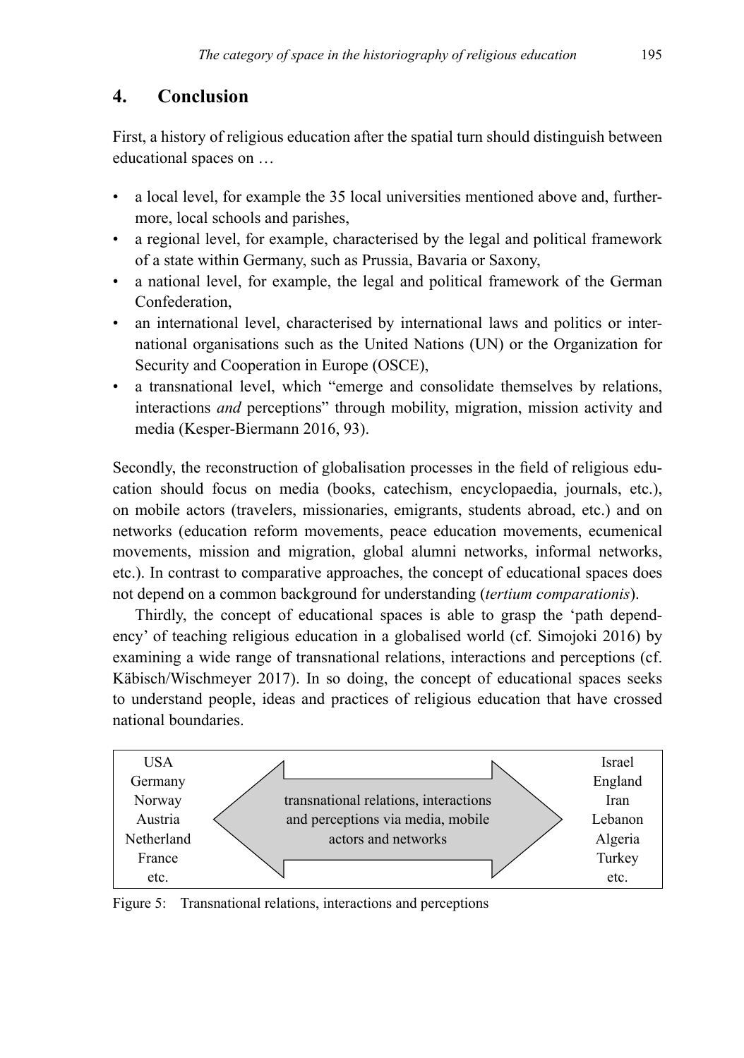## 4. Conclusion

First, a history of religious education after the spatial turn should distinguish between educational spaces on …

- a local level, for example the 35 local universities mentioned above and, furthermore, local schools and parishes,
- a regional level, for example, characterised by the legal and political framework of a state within Germany, such as Prussia, Bavaria or Saxony,
- a national level, for example, the legal and political framework of the German Confederation,
- an international level, characterised by international laws and politics or international organisations such as the United Nations (UN) or the Organization for Security and Cooperation in Europe (OSCE),
- a transnational level, which "emerge and consolidate themselves by relations, interactions *and* perceptions" through mobility, migration, mission activity and media (Kesper-Biermann 2016, 93).

Secondly, the reconstruction of globalisation processes in the field of religious education should focus on media (books, catechism, encyclopaedia, journals, etc.), on mobile actors (travelers, missionaries, emigrants, students abroad, etc.) and on networks (education reform movements, peace education movements, ecumenical movements, mission and migration, global alumni networks, informal networks, etc.). In contrast to comparative approaches, the concept of educational spaces does not depend on a common background for understanding (*tertium comparationis*).

Thirdly, the concept of educational spaces is able to grasp the 'path dependency' of teaching religious education in a globalised world (cf. Simojoki 2016) by examining a wide range of transnational relations, interactions and perceptions (cf. Käbisch/Wischmeyer 2017). In so doing, the concept of educational spaces seeks to understand people, ideas and practices of religious education that have crossed national boundaries.

| USA<br>Germany<br>Norway<br>Austria<br>Netherland<br>France<br>etc. | ⟵ transnational relations, interactions and perceptions via media, mobile actors and networks ⟶ | Israel<br>England<br>Iran<br>Lebanon<br>Algeria<br>Turkey<br>etc. |
|---|---|---|

Figure 5: Transnational relations, interactions and perceptions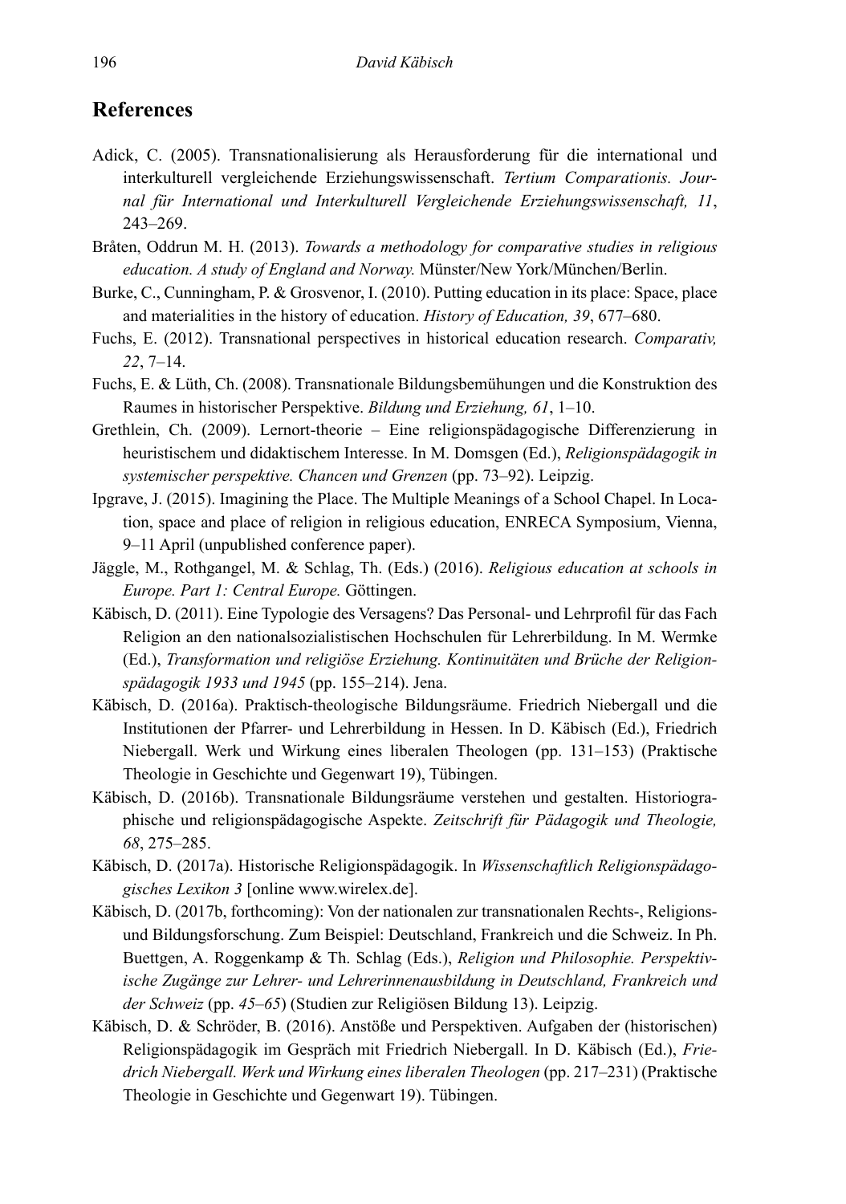## References

Adick, C. (2005). Transnationalisierung als Herausforderung für die international und interkulturell vergleichende Erziehungswissenschaft. *Tertium Comparationis. Journal für International und Interkulturell Vergleichende Erziehungswissenschaft, 11*, 243–269.

Bråten, Oddrun M. H. (2013). *Towards a methodology for comparative studies in religious education. A study of England and Norway.* Münster/New York/München/Berlin.

Burke, C., Cunningham, P. & Grosvenor, I. (2010). Putting education in its place: Space, place and materialities in the history of education. *History of Education, 39*, 677–680.

Fuchs, E. (2012). Transnational perspectives in historical education research. *Comparativ, 22*, 7–14.

Fuchs, E. & Lüth, Ch. (2008). Transnationale Bildungsbemühungen und die Konstruktion des Raumes in historischer Perspektive. *Bildung und Erziehung, 61*, 1–10.

Grethlein, Ch. (2009). Lernort-theorie – Eine religionspädagogische Differenzierung in heuristischem und didaktischem Interesse. In M. Domsgen (Ed.), *Religionspädagogik in systemischer perspektive. Chancen und Grenzen* (pp. 73–92). Leipzig.

Ipgrave, J. (2015). Imagining the Place. The Multiple Meanings of a School Chapel. In Location, space and place of religion in religious education, ENRECA Symposium, Vienna, 9–11 April (unpublished conference paper).

Jäggle, M., Rothgangel, M. & Schlag, Th. (Eds.) (2016). *Religious education at schools in Europe. Part 1: Central Europe.* Göttingen.

Käbisch, D. (2011). Eine Typologie des Versagens? Das Personal- und Lehrprofil für das Fach Religion an den nationalsozialistischen Hochschulen für Lehrerbildung. In M. Wermke (Ed.), *Transformation und religiöse Erziehung. Kontinuitäten und Brüche der Religionspädagogik 1933 und 1945* (pp. 155–214). Jena.

Käbisch, D. (2016a). Praktisch-theologische Bildungsräume. Friedrich Niebergall und die Institutionen der Pfarrer- und Lehrerbildung in Hessen. In D. Käbisch (Ed.), Friedrich Niebergall. Werk und Wirkung eines liberalen Theologen (pp. 131–153) (Praktische Theologie in Geschichte und Gegenwart 19), Tübingen.

Käbisch, D. (2016b). Transnationale Bildungsräume verstehen und gestalten. Historiographische und religionspädagogische Aspekte. *Zeitschrift für Pädagogik und Theologie, 68*, 275–285.

Käbisch, D. (2017a). Historische Religionspädagogik. In *Wissenschaftlich Religionspädagogisches Lexikon 3* [online www.wirelex.de].

Käbisch, D. (2017b, forthcoming): Von der nationalen zur transnationalen Rechts-, Religions- und Bildungsforschung. Zum Beispiel: Deutschland, Frankreich und die Schweiz. In Ph. Buettgen, A. Roggenkamp & Th. Schlag (Eds.), *Religion und Philosophie. Perspektivische Zugänge zur Lehrer- und Lehrerinnenausbildung in Deutschland, Frankreich und der Schweiz* (pp. *45–65*) (Studien zur Religiösen Bildung 13). Leipzig.

Käbisch, D. & Schröder, B. (2016). Anstöße und Perspektiven. Aufgaben der (historischen) Religionspädagogik im Gespräch mit Friedrich Niebergall. In D. Käbisch (Ed.), *Friedrich Niebergall. Werk und Wirkung eines liberalen Theologen* (pp. 217–231) (Praktische Theologie in Geschichte und Gegenwart 19). Tübingen.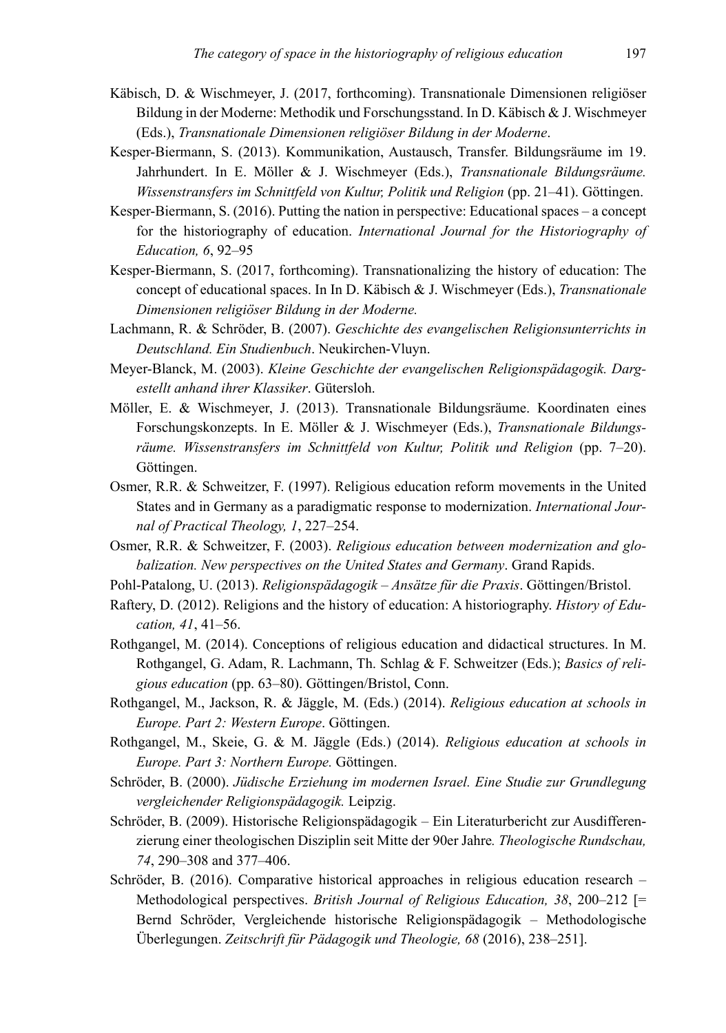Käbisch, D. & Wischmeyer, J. (2017, forthcoming). Transnationale Dimensionen religiöser Bildung in der Moderne: Methodik und Forschungsstand. In D. Käbisch & J. Wischmeyer (Eds.), *Transnationale Dimensionen religiöser Bildung in der Moderne*.

Kesper-Biermann, S. (2013). Kommunikation, Austausch, Transfer. Bildungsräume im 19. Jahrhundert. In E. Möller & J. Wischmeyer (Eds.), *Transnationale Bildungsräume. Wissenstransfers im Schnittfeld von Kultur, Politik und Religion* (pp. 21–41). Göttingen.

Kesper-Biermann, S. (2016). Putting the nation in perspective: Educational spaces – a concept for the historiography of education. *International Journal for the Historiography of Education, 6*, 92–95

Kesper-Biermann, S. (2017, forthcoming). Transnationalizing the history of education: The concept of educational spaces. In In D. Käbisch & J. Wischmeyer (Eds.), *Transnationale Dimensionen religiöser Bildung in der Moderne.*

Lachmann, R. & Schröder, B. (2007). *Geschichte des evangelischen Religionsunterrichts in Deutschland. Ein Studienbuch*. Neukirchen-Vluyn.

Meyer-Blanck, M. (2003). *Kleine Geschichte der evangelischen Religionspädagogik. Dargestellt anhand ihrer Klassiker*. Gütersloh.

Möller, E. & Wischmeyer, J. (2013). Transnationale Bildungsräume. Koordinaten eines Forschungskonzepts. In E. Möller & J. Wischmeyer (Eds.), *Transnationale Bildungsräume. Wissenstransfers im Schnittfeld von Kultur, Politik und Religion* (pp. 7–20). Göttingen.

Osmer, R.R. & Schweitzer, F. (1997). Religious education reform movements in the United States and in Germany as a paradigmatic response to modernization. *International Journal of Practical Theology, 1*, 227–254.

Osmer, R.R. & Schweitzer, F. (2003). *Religious education between modernization and globalization. New perspectives on the United States and Germany*. Grand Rapids.

Pohl-Patalong, U. (2013). *Religionspädagogik – Ansätze für die Praxis*. Göttingen/Bristol.

Raftery, D. (2012). Religions and the history of education: A historiography. *History of Education, 41*, 41–56.

Rothgangel, M. (2014). Conceptions of religious education and didactical structures. In M. Rothgangel, G. Adam, R. Lachmann, Th. Schlag & F. Schweitzer (Eds.); *Basics of religious education* (pp. 63–80). Göttingen/Bristol, Conn.

Rothgangel, M., Jackson, R. & Jäggle, M. (Eds.) (2014). *Religious education at schools in Europe. Part 2: Western Europe*. Göttingen.

Rothgangel, M., Skeie, G. & M. Jäggle (Eds.) (2014). *Religious education at schools in Europe. Part 3: Northern Europe.* Göttingen.

Schröder, B. (2000). *Jüdische Erziehung im modernen Israel. Eine Studie zur Grundlegung vergleichender Religionspädagogik.* Leipzig.

Schröder, B. (2009). Historische Religionspädagogik – Ein Literaturbericht zur Ausdifferenzierung einer theologischen Disziplin seit Mitte der 90er Jahre*. Theologische Rundschau, 74*, 290–308 and 377–406.

Schröder, B. (2016). Comparative historical approaches in religious education research – Methodological perspectives. *British Journal of Religious Education, 38*, 200–212 [= Bernd Schröder, Vergleichende historische Religionspädagogik – Methodologische Überlegungen. *Zeitschrift für Pädagogik und Theologie, 68* (2016), 238–251].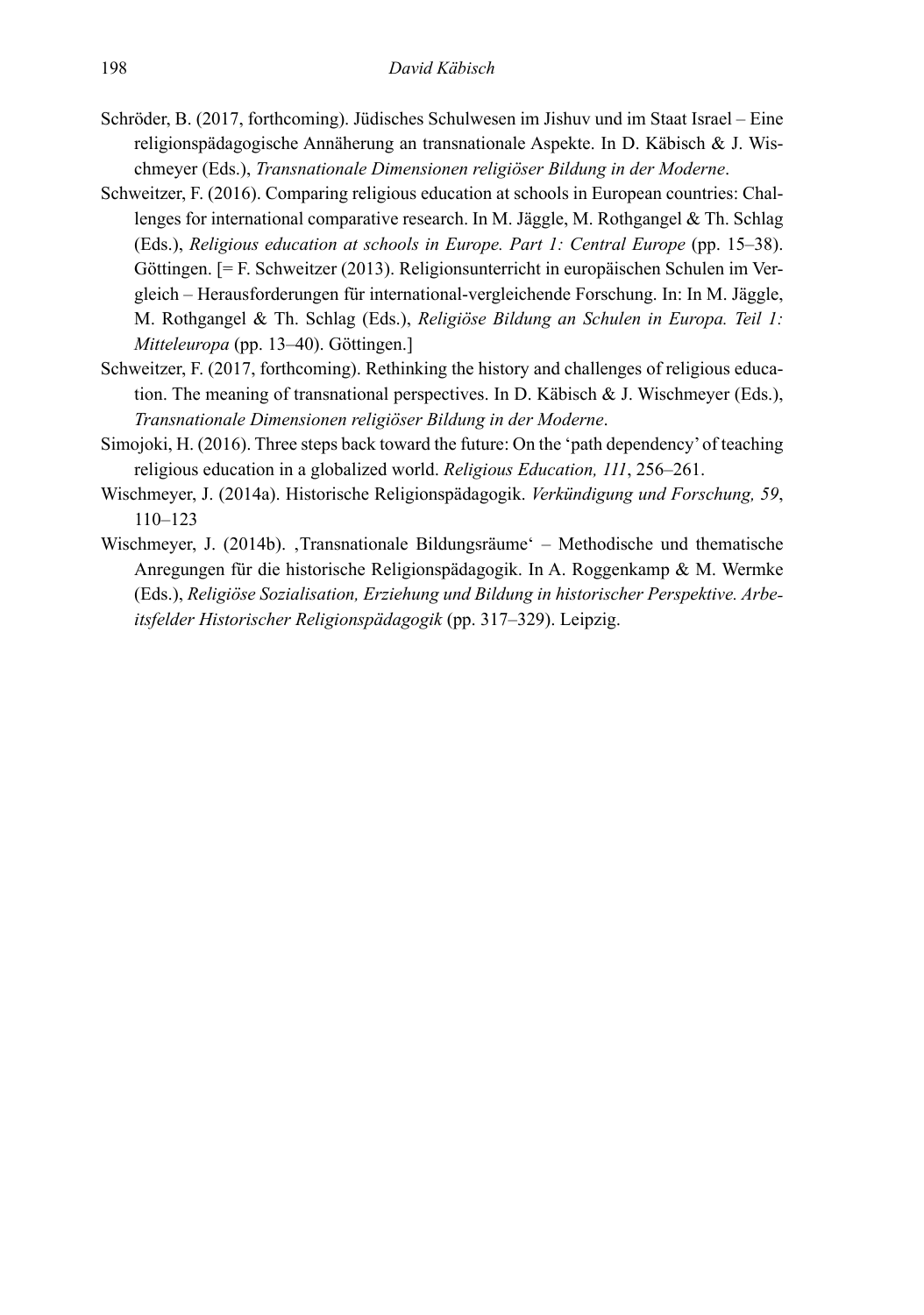Schröder, B. (2017, forthcoming). Jüdisches Schulwesen im Jishuv und im Staat Israel – Eine religionspädagogische Annäherung an transnationale Aspekte. In D. Käbisch & J. Wischmeyer (Eds.), *Transnationale Dimensionen religiöser Bildung in der Moderne*.

Schweitzer, F. (2016). Comparing religious education at schools in European countries: Challenges for international comparative research. In M. Jäggle, M. Rothgangel & Th. Schlag (Eds.), *Religious education at schools in Europe. Part 1: Central Europe* (pp. 15–38). Göttingen. [= F. Schweitzer (2013). Religionsunterricht in europäischen Schulen im Vergleich – Herausforderungen für international-vergleichende Forschung. In: In M. Jäggle, M. Rothgangel & Th. Schlag (Eds.), *Religiöse Bildung an Schulen in Europa. Teil 1: Mitteleuropa* (pp. 13–40). Göttingen.]

Schweitzer, F. (2017, forthcoming). Rethinking the history and challenges of religious education. The meaning of transnational perspectives. In D. Käbisch & J. Wischmeyer (Eds.), *Transnationale Dimensionen religiöser Bildung in der Moderne*.

Simojoki, H. (2016). Three steps back toward the future: On the 'path dependency' of teaching religious education in a globalized world. *Religious Education, 111*, 256–261.

Wischmeyer, J. (2014a). Historische Religionspädagogik. *Verkündigung und Forschung, 59*, 110–123

Wischmeyer, J. (2014b). ‚Transnationale Bildungsräume' – Methodische und thematische Anregungen für die historische Religionspädagogik. In A. Roggenkamp & M. Wermke (Eds.), *Religiöse Sozialisation, Erziehung und Bildung in historischer Perspektive. Arbeitsfelder Historischer Religionspädagogik* (pp. 317–329). Leipzig.